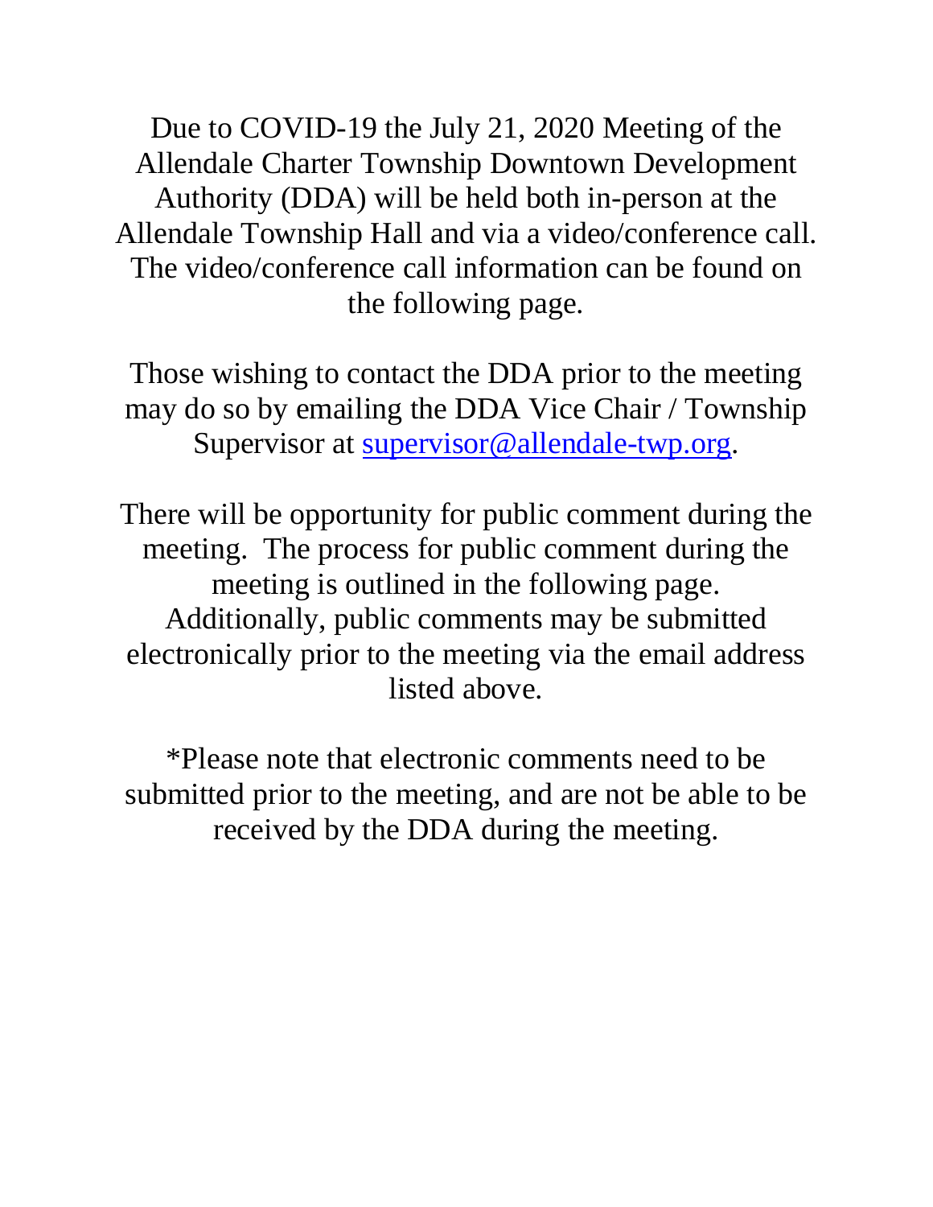Due to COVID-19 the July 21, 2020 Meeting of the Allendale Charter Township Downtown Development Authority (DDA) will be held both in-person at the Allendale Township Hall and via a video/conference call. The video/conference call information can be found on the following page.

Those wishing to contact the DDA prior to the meeting may do so by emailing the DDA Vice Chair / Township Supervisor at supervisor@allendale-twp.org.

There will be opportunity for public comment during the meeting. The process for public comment during the meeting is outlined in the following page. Additionally, public comments may be submitted electronically prior to the meeting via the email address listed above.

*Please note that electronic comments need to be submitted prior to the meeting, and are not be able to be received by the DDA during the meeting.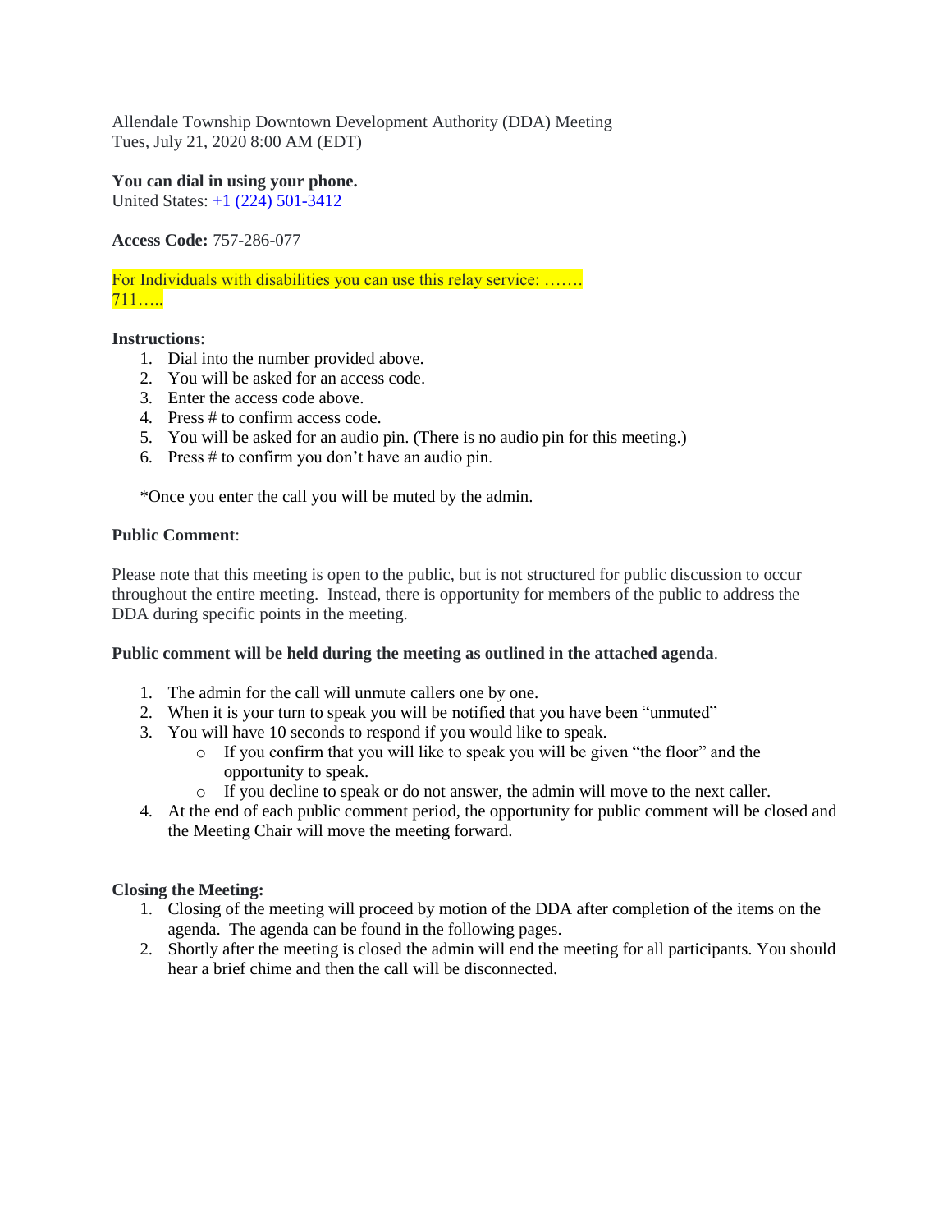Allendale Township Downtown Development Authority (DDA) Meeting
Tues, July 21, 2020 8:00 AM (EDT)

**You can dial in using your phone.**
United States: +1 (224) 501-3412

**Access Code:** 757-286-077

For Individuals with disabilities you can use this relay service: …….
711…..

**Instructions**:

1. Dial into the number provided above.
2. You will be asked for an access code.
3. Enter the access code above.
4. Press # to confirm access code.
5. You will be asked for an audio pin. (There is no audio pin for this meeting.)
6. Press # to confirm you don't have an audio pin.

*Once you enter the call you will be muted by the admin.

**Public Comment**:

Please note that this meeting is open to the public, but is not structured for public discussion to occur throughout the entire meeting. Instead, there is opportunity for members of the public to address the DDA during specific points in the meeting.

**Public comment will be held during the meeting as outlined in the attached agenda**.

1. The admin for the call will unmute callers one by one.
2. When it is your turn to speak you will be notified that you have been "unmuted"
3. You will have 10 seconds to respond if you would like to speak.
   - If you confirm that you will like to speak you will be given "the floor" and the opportunity to speak.
   - If you decline to speak or do not answer, the admin will move to the next caller.
4. At the end of each public comment period, the opportunity for public comment will be closed and the Meeting Chair will move the meeting forward.

**Closing the Meeting:**

1. Closing of the meeting will proceed by motion of the DDA after completion of the items on the agenda. The agenda can be found in the following pages.
2. Shortly after the meeting is closed the admin will end the meeting for all participants. You should hear a brief chime and then the call will be disconnected.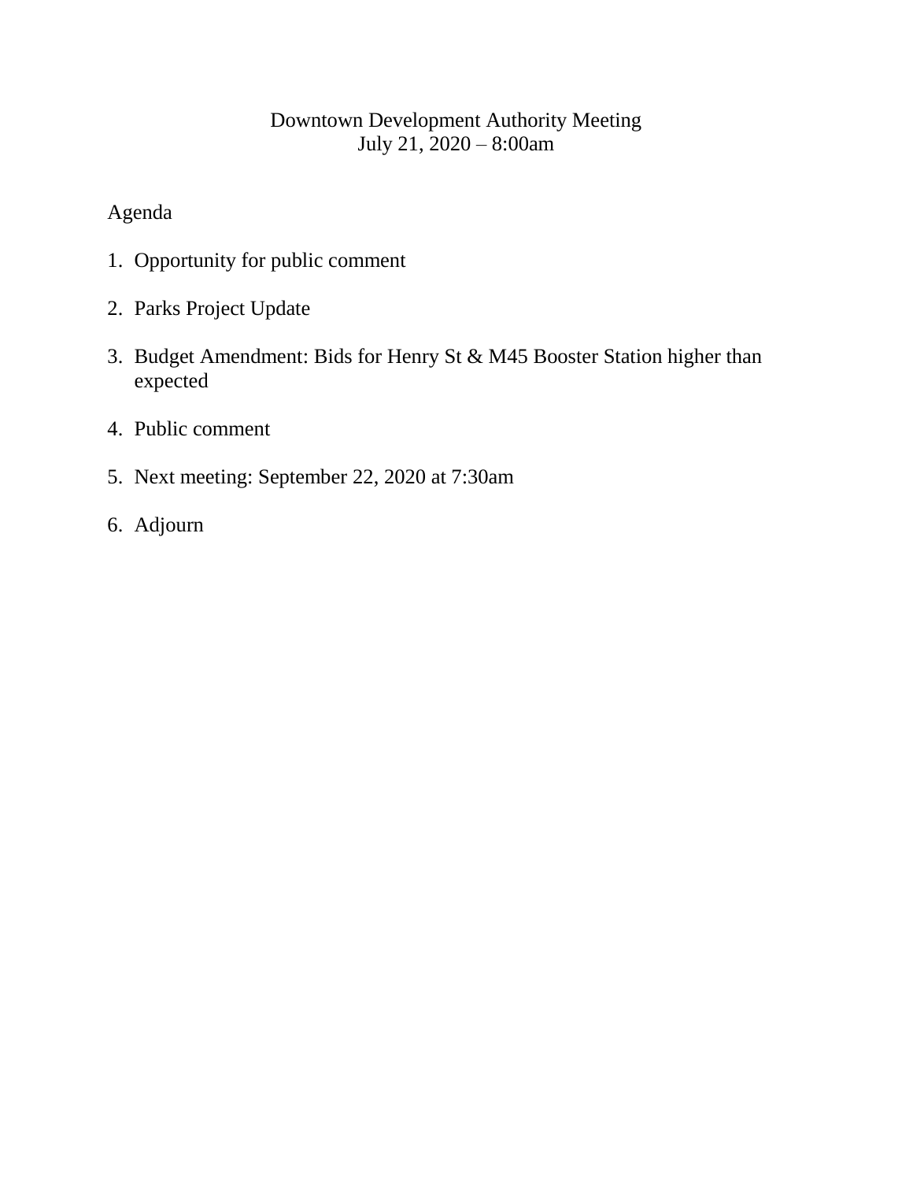# Downtown Development Authority Meeting
July 21, 2020 – 8:00am

Agenda

1. Opportunity for public comment
2. Parks Project Update
3. Budget Amendment: Bids for Henry St & M45 Booster Station higher than expected
4. Public comment
5. Next meeting: September 22, 2020 at 7:30am
6. Adjourn